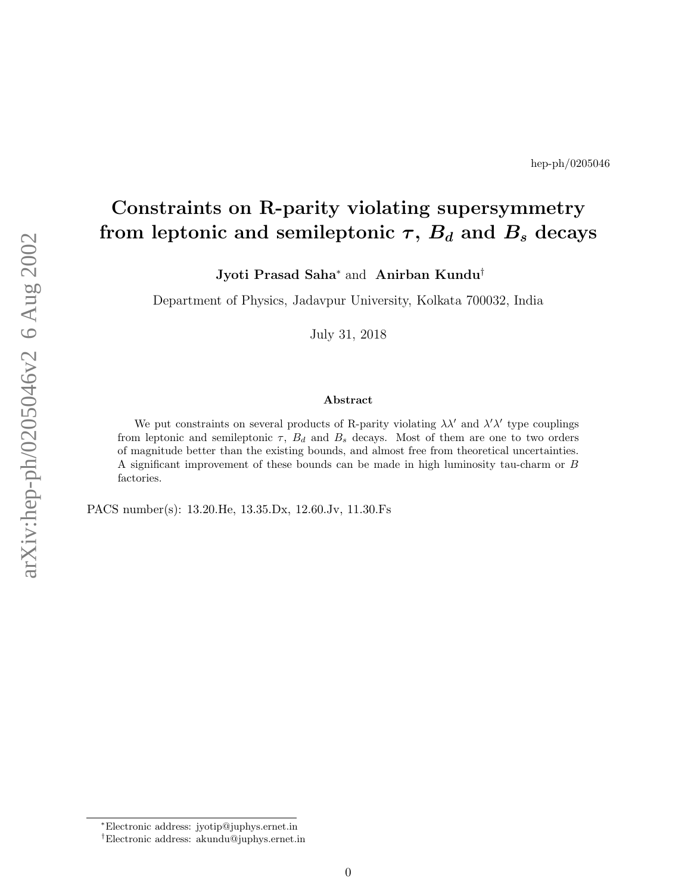hep-ph/0205046

# Constraints on R-parity violating supersymmetry from leptonic and semileptonic $\tau$, $B_d$ and $B_s$ decays

**Jyoti Prasad Saha**[*] and **Anirban Kundu**[†]

Department of Physics, Jadavpur University, Kolkata 700032, India

July 31, 2018

### Abstract

We put constraints on several products of R-parity violating $\lambda\lambda'$ and $\lambda'\lambda'$ type couplings from leptonic and semileptonic $\tau$, $B_d$ and $B_s$ decays. Most of them are one to two orders of magnitude better than the existing bounds, and almost free from theoretical uncertainties. A significant improvement of these bounds can be made in high luminosity tau-charm or $B$ factories.

PACS number(s): 13.20.He, 13.35.Dx, 12.60.Jv, 11.30.Fs

---

[*]Electronic address: jyotip@juphys.ernet.in

[†]Electronic address: akundu@juphys.ernet.in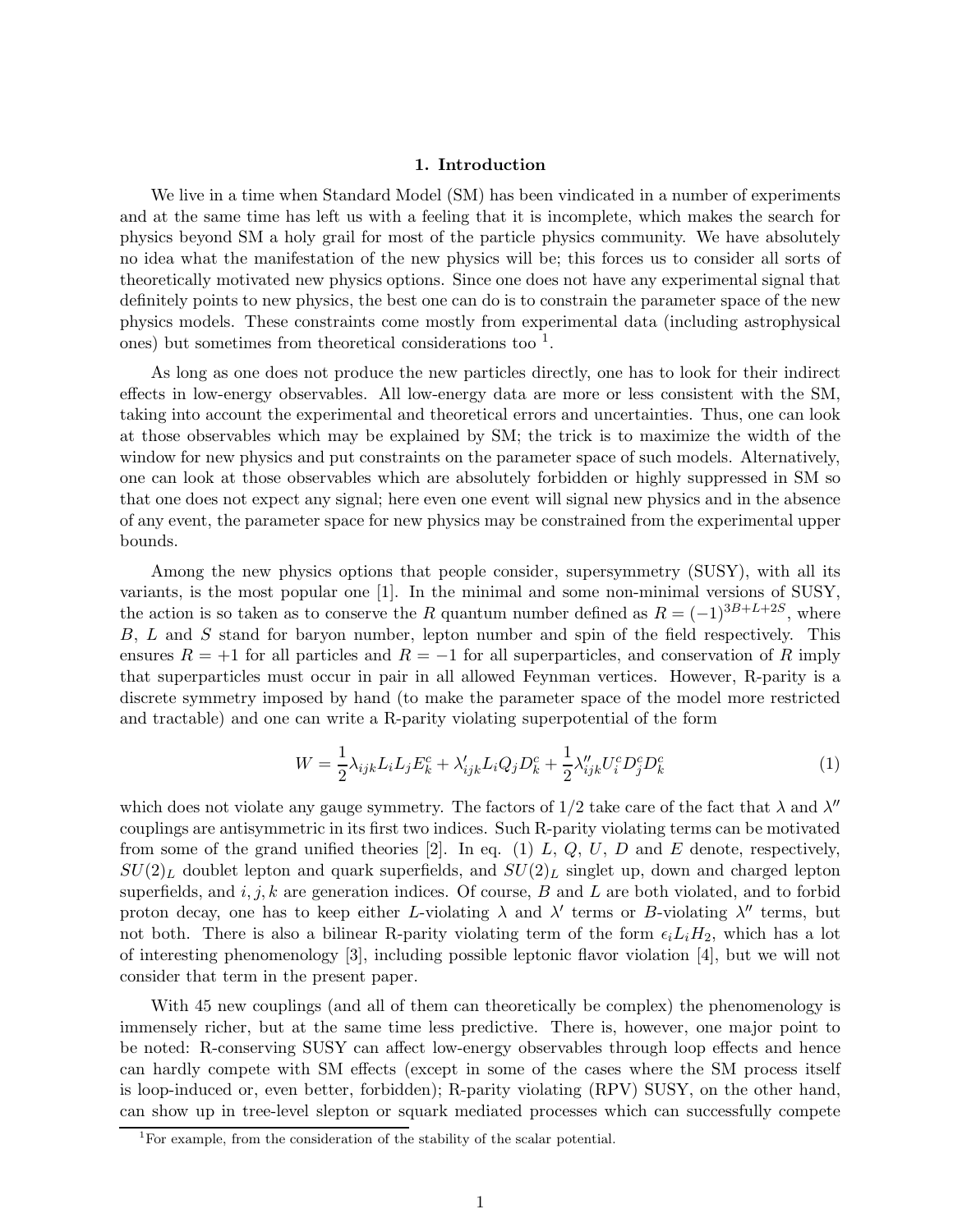## 1. Introduction

We live in a time when Standard Model (SM) has been vindicated in a number of experiments and at the same time has left us with a feeling that it is incomplete, which makes the search for physics beyond SM a holy grail for most of the particle physics community. We have absolutely no idea what the manifestation of the new physics will be; this forces us to consider all sorts of theoretically motivated new physics options. Since one does not have any experimental signal that definitely points to new physics, the best one can do is to constrain the parameter space of the new physics models. These constraints come mostly from experimental data (including astrophysical ones) but sometimes from theoretical considerations too [1].

As long as one does not produce the new particles directly, one has to look for their indirect effects in low-energy observables. All low-energy data are more or less consistent with the SM, taking into account the experimental and theoretical errors and uncertainties. Thus, one can look at those observables which may be explained by SM; the trick is to maximize the width of the window for new physics and put constraints on the parameter space of such models. Alternatively, one can look at those observables which are absolutely forbidden or highly suppressed in SM so that one does not expect any signal; here even one event will signal new physics and in the absence of any event, the parameter space for new physics may be constrained from the experimental upper bounds.

Among the new physics options that people consider, supersymmetry (SUSY), with all its variants, is the most popular one [1]. In the minimal and some non-minimal versions of SUSY, the action is so taken as to conserve the $R$ quantum number defined as $R = (-1)^{3B+L+2S}$, where $B$, $L$ and $S$ stand for baryon number, lepton number and spin of the field respectively. This ensures $R = +1$ for all particles and $R = -1$ for all superparticles, and conservation of $R$ imply that superparticles must occur in pair in all allowed Feynman vertices. However, R-parity is a discrete symmetry imposed by hand (to make the parameter space of the model more restricted and tractable) and one can write a R-parity violating superpotential of the form

$$W = \frac{1}{2}\lambda_{ijk} L_i L_j E^c_k + \lambda'_{ijk} L_i Q_j D^c_k + \frac{1}{2}\lambda''_{ijk} U^c_i D^c_j D^c_k \tag{1}$$

which does not violate any gauge symmetry. The factors of 1/2 take care of the fact that $\lambda$ and $\lambda''$ couplings are antisymmetric in its first two indices. Such R-parity violating terms can be motivated from some of the grand unified theories [2]. In eq. (1) $L$, $Q$, $U$, $D$ and $E$ denote, respectively, $SU(2)_L$ doublet lepton and quark superfields, and $SU(2)_L$ singlet up, down and charged lepton superfields, and $i, j, k$ are generation indices. Of course, $B$ and $L$ are both violated, and to forbid proton decay, one has to keep either $L$-violating $\lambda$ and $\lambda'$ terms or $B$-violating $\lambda''$ terms, but not both. There is also a bilinear R-parity violating term of the form $\epsilon_i L_i H_2$, which has a lot of interesting phenomenology [3], including possible leptonic flavor violation [4], but we will not consider that term in the present paper.

With 45 new couplings (and all of them can theoretically be complex) the phenomenology is immensely richer, but at the same time less predictive. There is, however, one major point to be noted: R-conserving SUSY can affect low-energy observables through loop effects and hence can hardly compete with SM effects (except in some of the cases where the SM process itself is loop-induced or, even better, forbidden); R-parity violating (RPV) SUSY, on the other hand, can show up in tree-level slepton or squark mediated processes which can successfully compete

[1] For example, from the consideration of the stability of the scalar potential.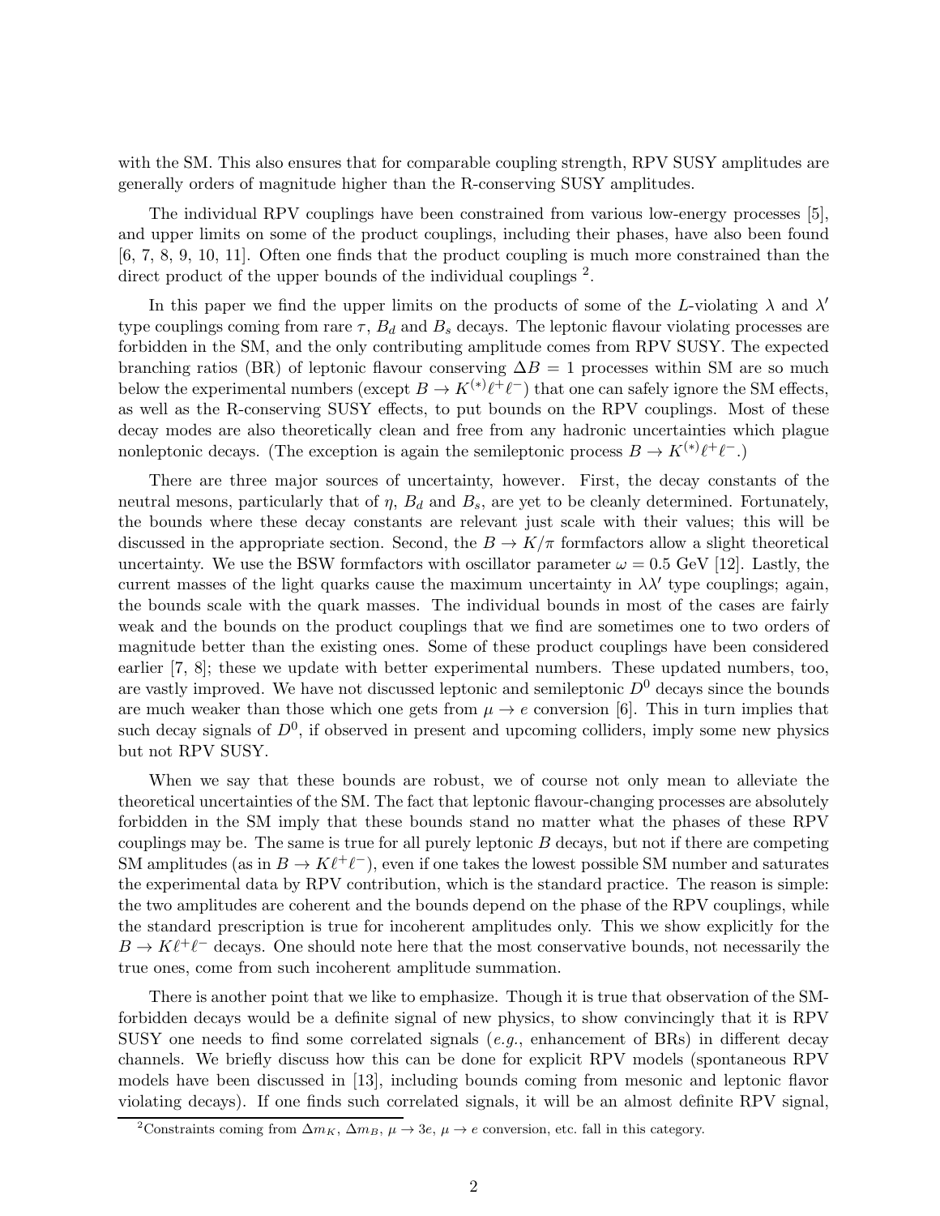with the SM. This also ensures that for comparable coupling strength, RPV SUSY amplitudes are generally orders of magnitude higher than the R-conserving SUSY amplitudes.

The individual RPV couplings have been constrained from various low-energy processes [5], and upper limits on some of the product couplings, including their phases, have also been found [6, 7, 8, 9, 10, 11]. Often one finds that the product coupling is much more constrained than the direct product of the upper bounds of the individual couplings [2].

In this paper we find the upper limits on the products of some of the $L$-violating $\lambda$ and $\lambda'$ type couplings coming from rare $\tau$, $B_d$ and $B_s$ decays. The leptonic flavour violating processes are forbidden in the SM, and the only contributing amplitude comes from RPV SUSY. The expected branching ratios (BR) of leptonic flavour conserving $\Delta B = 1$ processes within SM are so much below the experimental numbers (except $B \to K^{(*)}\ell^+\ell^-$) that one can safely ignore the SM effects, as well as the R-conserving SUSY effects, to put bounds on the RPV couplings. Most of these decay modes are also theoretically clean and free from any hadronic uncertainties which plague nonleptonic decays. (The exception is again the semileptonic process $B \to K^{(*)}\ell^+\ell^-$.)

There are three major sources of uncertainty, however. First, the decay constants of the neutral mesons, particularly that of $\eta$, $B_d$ and $B_s$, are yet to be cleanly determined. Fortunately, the bounds where these decay constants are relevant just scale with their values; this will be discussed in the appropriate section. Second, the $B \to K/\pi$ formfactors allow a slight theoretical uncertainty. We use the BSW formfactors with oscillator parameter $\omega = 0.5$ GeV [12]. Lastly, the current masses of the light quarks cause the maximum uncertainty in $\lambda\lambda'$ type couplings; again, the bounds scale with the quark masses. The individual bounds in most of the cases are fairly weak and the bounds on the product couplings that we find are sometimes one to two orders of magnitude better than the existing ones. Some of these product couplings have been considered earlier [7, 8]; these we update with better experimental numbers. These updated numbers, too, are vastly improved. We have not discussed leptonic and semileptonic $D^0$ decays since the bounds are much weaker than those which one gets from $\mu \to e$ conversion [6]. This in turn implies that such decay signals of $D^0$, if observed in present and upcoming colliders, imply some new physics but not RPV SUSY.

When we say that these bounds are robust, we of course not only mean to alleviate the theoretical uncertainties of the SM. The fact that leptonic flavour-changing processes are absolutely forbidden in the SM imply that these bounds stand no matter what the phases of these RPV couplings may be. The same is true for all purely leptonic $B$ decays, but not if there are competing SM amplitudes (as in $B \to K\ell^+\ell^-$), even if one takes the lowest possible SM number and saturates the experimental data by RPV contribution, which is the standard practice. The reason is simple: the two amplitudes are coherent and the bounds depend on the phase of the RPV couplings, while the standard prescription is true for incoherent amplitudes only. This we show explicitly for the $B \to K\ell^+\ell^-$ decays. One should note here that the most conservative bounds, not necessarily the true ones, come from such incoherent amplitude summation.

There is another point that we like to emphasize. Though it is true that observation of the SM-forbidden decays would be a definite signal of new physics, to show convincingly that it is RPV SUSY one needs to find some correlated signals (*e.g.*, enhancement of BRs) in different decay channels. We briefly discuss how this can be done for explicit RPV models (spontaneous RPV models have been discussed in [13], including bounds coming from mesonic and leptonic flavor violating decays). If one finds such correlated signals, it will be an almost definite RPV signal,

[2] Constraints coming from $\Delta m_K$, $\Delta m_B$, $\mu \to 3e$, $\mu \to e$ conversion, etc. fall in this category.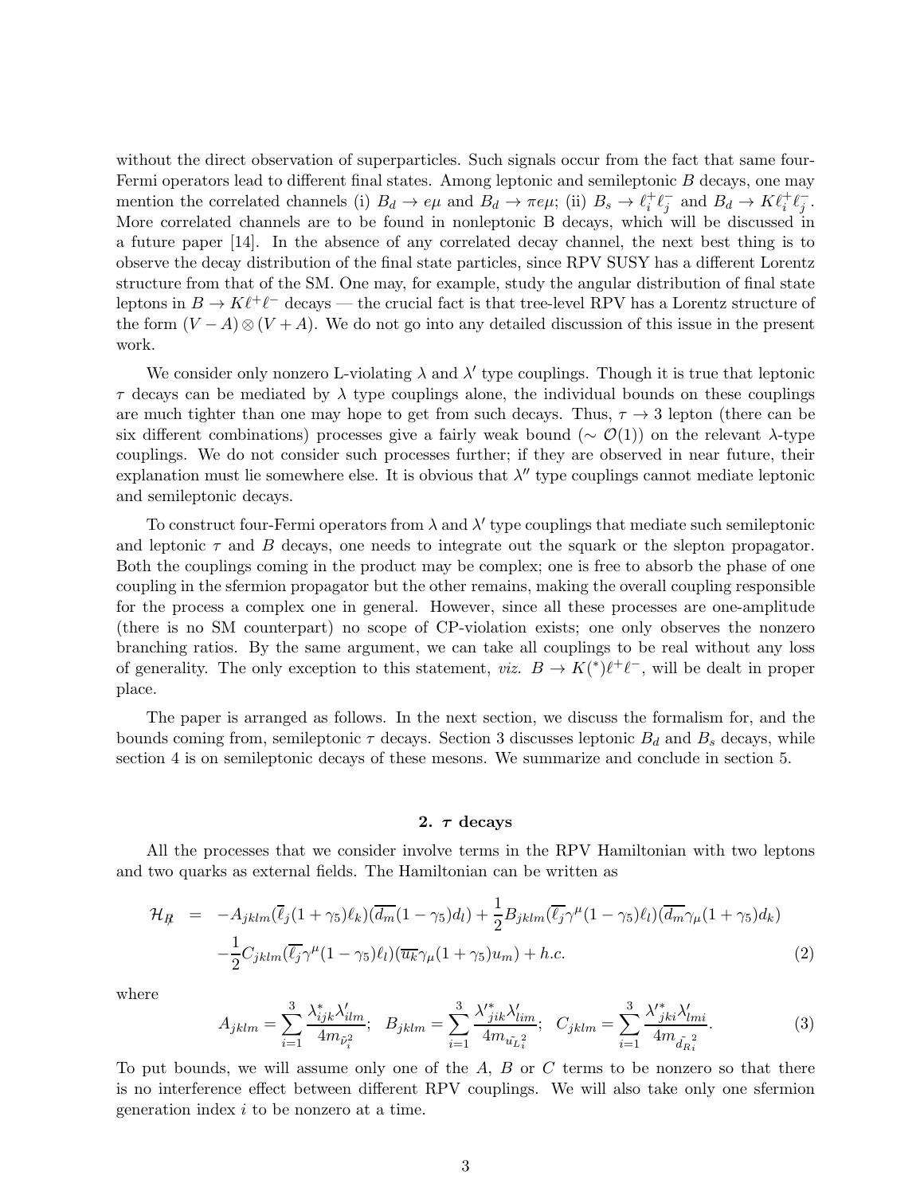without the direct observation of superparticles. Such signals occur from the fact that same four-Fermi operators lead to different final states. Among leptonic and semileptonic $B$ decays, one may mention the correlated channels (i) $B_d \to e\mu$ and $B_d \to \pi e\mu$; (ii) $B_s \to \ell_i^+ \ell_j^-$ and $B_d \to K \ell_i^+ \ell_j^-$. More correlated channels are to be found in nonleptonic B decays, which will be discussed in a future paper [14]. In the absence of any correlated decay channel, the next best thing is to observe the decay distribution of the final state particles, since RPV SUSY has a different Lorentz structure from that of the SM. One may, for example, study the angular distribution of final state leptons in $B \to K\ell^+\ell^-$ decays — the crucial fact is that tree-level RPV has a Lorentz structure of the form $(V-A)\otimes(V+A)$. We do not go into any detailed discussion of this issue in the present work.

We consider only nonzero L-violating $\lambda$ and $\lambda'$ type couplings. Though it is true that leptonic $\tau$ decays can be mediated by $\lambda$ type couplings alone, the individual bounds on these couplings are much tighter than one may hope to get from such decays. Thus, $\tau \to 3$ lepton (there can be six different combinations) processes give a fairly weak bound ($\sim \mathcal{O}(1)$) on the relevant $\lambda$-type couplings. We do not consider such processes further; if they are observed in near future, their explanation must lie somewhere else. It is obvious that $\lambda''$ type couplings cannot mediate leptonic and semileptonic decays.

To construct four-Fermi operators from $\lambda$ and $\lambda'$ type couplings that mediate such semileptonic and leptonic $\tau$ and $B$ decays, one needs to integrate out the squark or the slepton propagator. Both the couplings coming in the product may be complex; one is free to absorb the phase of one coupling in the sfermion propagator but the other remains, making the overall coupling responsible for the process a complex one in general. However, since all these processes are one-amplitude (there is no SM counterpart) no scope of CP-violation exists; one only observes the nonzero branching ratios. By the same argument, we can take all couplings to be real without any loss of generality. The only exception to this statement, *viz.* $B \to K^{(*)}\ell^+\ell^-$, will be dealt in proper place.

The paper is arranged as follows. In the next section, we discuss the formalism for, and the bounds coming from, semileptonic $\tau$ decays. Section 3 discusses leptonic $B_d$ and $B_s$ decays, while section 4 is on semileptonic decays of these mesons. We summarize and conclude in section 5.

## 2. $\tau$ decays

All the processes that we consider involve terms in the RPV Hamiltonian with two leptons and two quarks as external fields. The Hamiltonian can be written as

$$
\begin{aligned}
\mathcal{H}_{\not R} &= -A_{jklm}(\overline{\ell_j}(1+\gamma_5)\ell_k)(\overline{d_m}(1-\gamma_5)d_l) + \frac{1}{2}B_{jklm}(\overline{\ell_j}\gamma^\mu(1-\gamma_5)\ell_l)(\overline{d_m}\gamma_\mu(1+\gamma_5)d_k) \\
&\quad -\frac{1}{2}C_{jklm}(\overline{\ell_j}\gamma^\mu(1-\gamma_5)\ell_l)(\overline{u_k}\gamma_\mu(1+\gamma_5)u_m) + h.c. \qquad (2)
\end{aligned}
$$

where

$$
A_{jklm} = \sum_{i=1}^{3}\frac{\lambda^*_{ijk}\lambda'_{ilm}}{4m_{\tilde{\nu}_i}^2};\quad B_{jklm} = \sum_{i=1}^{3}\frac{\lambda'^*_{jik}\lambda'_{lim}}{4m_{\tilde{u_L}_i}^2};\quad C_{jklm} = \sum_{i=1}^{3}\frac{\lambda'^*_{jki}\lambda'_{lmi}}{4m_{\tilde{d_R}_i}^2}. \qquad (3)
$$

To put bounds, we will assume only one of the $A$, $B$ or $C$ terms to be nonzero so that there is no interference effect between different RPV couplings. We will also take only one sfermion generation index $i$ to be nonzero at a time.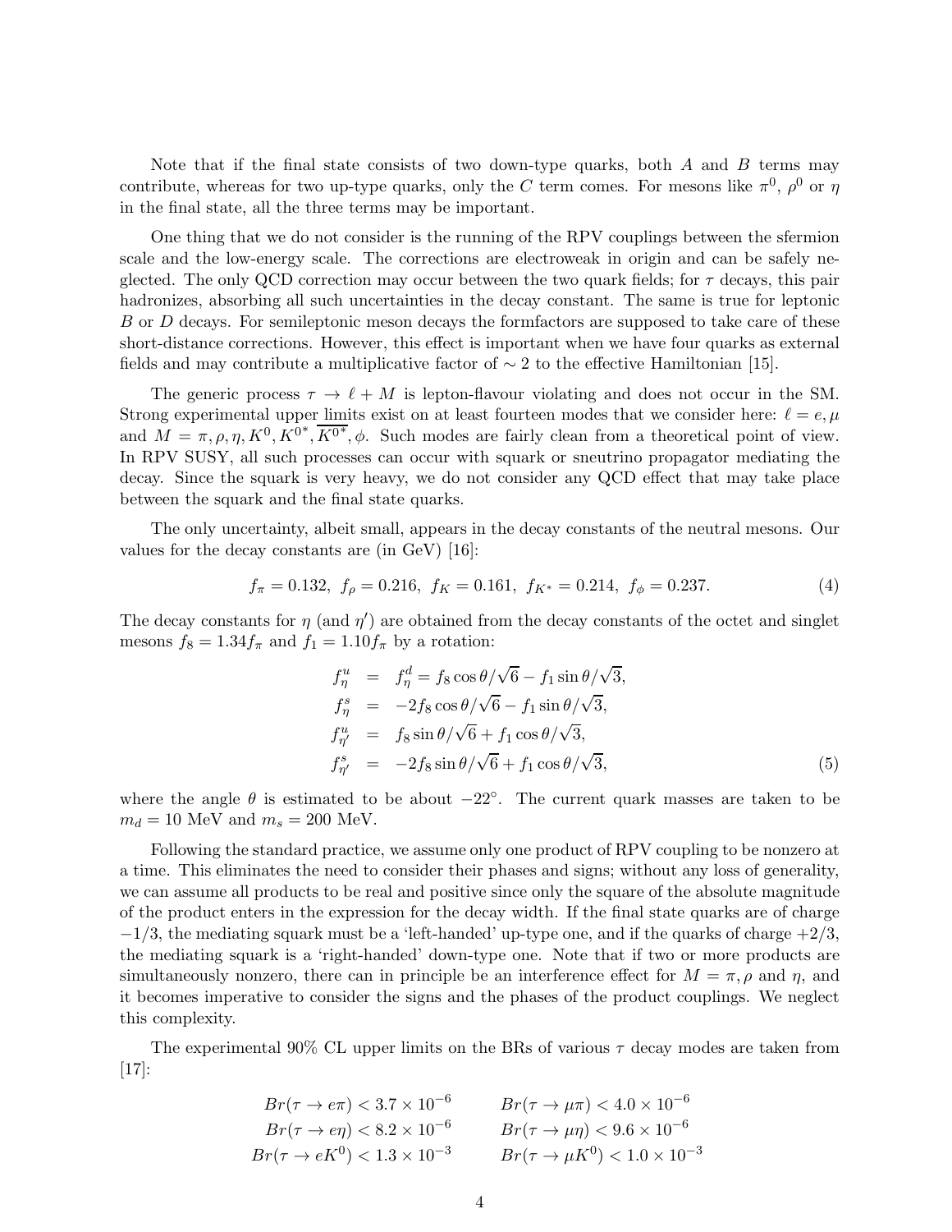Note that if the final state consists of two down-type quarks, both $A$ and $B$ terms may contribute, whereas for two up-type quarks, only the $C$ term comes. For mesons like $\pi^0$, $\rho^0$ or $\eta$ in the final state, all the three terms may be important.

One thing that we do not consider is the running of the RPV couplings between the sfermion scale and the low-energy scale. The corrections are electroweak in origin and can be safely neglected. The only QCD correction may occur between the two quark fields; for $\tau$ decays, this pair hadronizes, absorbing all such uncertainties in the decay constant. The same is true for leptonic $B$ or $D$ decays. For semileptonic meson decays the formfactors are supposed to take care of these short-distance corrections. However, this effect is important when we have four quarks as external fields and may contribute a multiplicative factor of $\sim 2$ to the effective Hamiltonian [15].

The generic process $\tau \to \ell + M$ is lepton-flavour violating and does not occur in the SM. Strong experimental upper limits exist on at least fourteen modes that we consider here: $\ell = e, \mu$ and $M = \pi, \rho, \eta, K^0, K^{0*}, \overline{K^{0*}}, \phi$. Such modes are fairly clean from a theoretical point of view. In RPV SUSY, all such processes can occur with squark or sneutrino propagator mediating the decay. Since the squark is very heavy, we do not consider any QCD effect that may take place between the squark and the final state quarks.

The only uncertainty, albeit small, appears in the decay constants of the neutral mesons. Our values for the decay constants are (in GeV) [16]:

$$f_\pi = 0.132,\ f_\rho = 0.216,\ f_K = 0.161,\ f_{K^*} = 0.214,\ f_\phi = 0.237. \tag{4}$$

The decay constants for $\eta$ (and $\eta'$) are obtained from the decay constants of the octet and singlet mesons $f_8 = 1.34 f_\pi$ and $f_1 = 1.10 f_\pi$ by a rotation:

$$\begin{aligned}
f^u_\eta &= f^d_\eta = f_8 \cos\theta/\sqrt{6} - f_1 \sin\theta/\sqrt{3}, \\
f^s_\eta &= -2 f_8 \cos\theta/\sqrt{6} - f_1 \sin\theta/\sqrt{3}, \\
f^u_{\eta'} &= f_8 \sin\theta/\sqrt{6} + f_1 \cos\theta/\sqrt{3}, \\
f^s_{\eta'} &= -2 f_8 \sin\theta/\sqrt{6} + f_1 \cos\theta/\sqrt{3},
\end{aligned} \tag{5}$$

where the angle $\theta$ is estimated to be about $-22^\circ$. The current quark masses are taken to be $m_d = 10$ MeV and $m_s = 200$ MeV.

Following the standard practice, we assume only one product of RPV coupling to be nonzero at a time. This eliminates the need to consider their phases and signs; without any loss of generality, we can assume all products to be real and positive since only the square of the absolute magnitude of the product enters in the expression for the decay width. If the final state quarks are of charge $-1/3$, the mediating squark must be a 'left-handed' up-type one, and if the quarks of charge $+2/3$, the mediating squark is a 'right-handed' down-type one. Note that if two or more products are simultaneously nonzero, there can in principle be an interference effect for $M = \pi, \rho$ and $\eta$, and it becomes imperative to consider the signs and the phases of the product couplings. We neglect this complexity.

The experimental 90% CL upper limits on the BRs of various $\tau$ decay modes are taken from [17]:

$$\begin{aligned}
&Br(\tau \to e\pi) < 3.7 \times 10^{-6} \qquad &&Br(\tau \to \mu\pi) < 4.0 \times 10^{-6} \\
&Br(\tau \to e\eta) < 8.2 \times 10^{-6} \qquad &&Br(\tau \to \mu\eta) < 9.6 \times 10^{-6} \\
&Br(\tau \to eK^0) < 1.3 \times 10^{-3} \qquad &&Br(\tau \to \mu K^0) < 1.0 \times 10^{-3}
\end{aligned}$$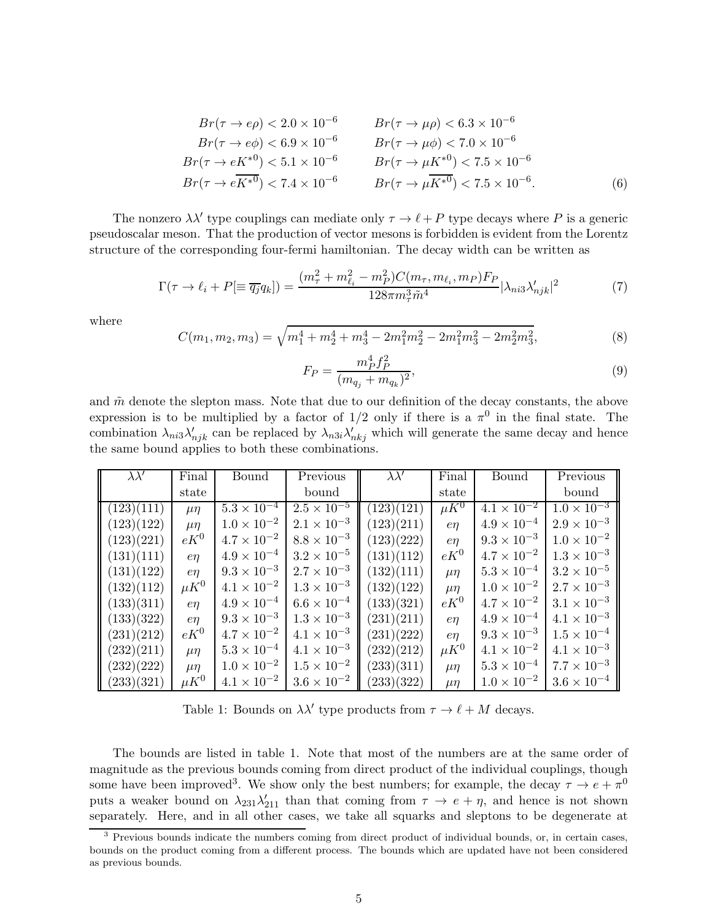$$
\begin{aligned}
Br(\tau \to e\rho) &< 2.0 \times 10^{-6} & Br(\tau \to \mu\rho) &< 6.3 \times 10^{-6} \\
Br(\tau \to e\phi) &< 6.9 \times 10^{-6} & Br(\tau \to \mu\phi) &< 7.0 \times 10^{-6} \\
Br(\tau \to eK^{*0}) &< 5.1 \times 10^{-6} & Br(\tau \to \mu K^{*0}) &< 7.5 \times 10^{-6} \\
Br(\tau \to e\overline{K^{*0}}) &< 7.4 \times 10^{-6} & Br(\tau \to \mu\overline{K^{*0}}) &< 7.5 \times 10^{-6}.
\end{aligned}
\tag{6}
$$

The nonzero $\lambda\lambda'$ type couplings can mediate only $\tau \to \ell + P$ type decays where $P$ is a generic pseudoscalar meson. That the production of vector mesons is forbidden is evident from the Lorentz structure of the corresponding four-fermi hamiltonian. The decay width can be written as

$$
\Gamma(\tau \to \ell_i + P[\equiv \overline{q_j} q_k]) = \frac{(m_\tau^2 + m_{\ell_i}^2 - m_P^2) C(m_\tau, m_{\ell_i}, m_P) F_P}{128\pi m_\tau^3 \tilde{m}^4} |\lambda_{ni3}\lambda'_{njk}|^2 \tag{7}
$$

where

$$
C(m_1, m_2, m_3) = \sqrt{m_1^4 + m_2^4 + m_3^4 - 2m_1^2 m_2^2 - 2m_1^2 m_3^2 - 2m_2^2 m_3^2}, \tag{8}
$$

$$
F_P = \frac{m_P^4 f_P^2}{(m_{q_j} + m_{q_k})^2}, \tag{9}
$$

and $\tilde{m}$ denote the slepton mass. Note that due to our definition of the decay constants, the above expression is to be multiplied by a factor of $1/2$ only if there is a $\pi^0$ in the final state. The combination $\lambda_{ni3}\lambda'_{njk}$ can be replaced by $\lambda_{n3i}\lambda'_{nkj}$ which will generate the same decay and hence the same bound applies to both these combinations.

| $\lambda\lambda'$ | Final state | Bound | Previous bound | $\lambda\lambda'$ | Final state | Bound | Previous bound |
|---|---|---|---|---|---|---|---|
| (123)(111) | $\mu\eta$ | $5.3 \times 10^{-4}$ | $2.5 \times 10^{-5}$ | (123)(121) | $\mu K^0$ | $4.1 \times 10^{-2}$ | $1.0 \times 10^{-3}$ |
| (123)(122) | $\mu\eta$ | $1.0 \times 10^{-2}$ | $2.1 \times 10^{-3}$ | (123)(211) | $e\eta$ | $4.9 \times 10^{-4}$ | $2.9 \times 10^{-3}$ |
| (123)(221) | $eK^0$ | $4.7 \times 10^{-2}$ | $8.8 \times 10^{-3}$ | (123)(222) | $e\eta$ | $9.3 \times 10^{-3}$ | $1.0 \times 10^{-2}$ |
| (131)(111) | $e\eta$ | $4.9 \times 10^{-4}$ | $3.2 \times 10^{-5}$ | (131)(112) | $eK^0$ | $4.7 \times 10^{-2}$ | $1.3 \times 10^{-3}$ |
| (131)(122) | $e\eta$ | $9.3 \times 10^{-3}$ | $2.7 \times 10^{-3}$ | (132)(111) | $\mu\eta$ | $5.3 \times 10^{-4}$ | $3.2 \times 10^{-5}$ |
| (132)(112) | $\mu K^0$ | $4.1 \times 10^{-2}$ | $1.3 \times 10^{-3}$ | (132)(122) | $\mu\eta$ | $1.0 \times 10^{-2}$ | $2.7 \times 10^{-3}$ |
| (133)(311) | $e\eta$ | $4.9 \times 10^{-4}$ | $6.6 \times 10^{-4}$ | (133)(321) | $eK^0$ | $4.7 \times 10^{-2}$ | $3.1 \times 10^{-3}$ |
| (133)(322) | $e\eta$ | $9.3 \times 10^{-3}$ | $1.3 \times 10^{-3}$ | (231)(211) | $e\eta$ | $4.9 \times 10^{-4}$ | $4.1 \times 10^{-3}$ |
| (231)(212) | $eK^0$ | $4.7 \times 10^{-2}$ | $4.1 \times 10^{-3}$ | (231)(222) | $e\eta$ | $9.3 \times 10^{-3}$ | $1.5 \times 10^{-4}$ |
| (232)(211) | $\mu\eta$ | $5.3 \times 10^{-4}$ | $4.1 \times 10^{-3}$ | (232)(212) | $\mu K^0$ | $4.1 \times 10^{-2}$ | $4.1 \times 10^{-3}$ |
| (232)(222) | $\mu\eta$ | $1.0 \times 10^{-2}$ | $1.5 \times 10^{-2}$ | (233)(311) | $\mu\eta$ | $5.3 \times 10^{-4}$ | $7.7 \times 10^{-3}$ |
| (233)(321) | $\mu K^0$ | $4.1 \times 10^{-2}$ | $3.6 \times 10^{-2}$ | (233)(322) | $\mu\eta$ | $1.0 \times 10^{-2}$ | $3.6 \times 10^{-4}$ |

Table 1: Bounds on $\lambda\lambda'$ type products from $\tau \to \ell + M$ decays.

The bounds are listed in table 1. Note that most of the numbers are at the same order of magnitude as the previous bounds coming from direct product of the individual couplings, though some have been improved[3]. We show only the best numbers; for example, the decay $\tau \to e + \pi^0$ puts a weaker bound on $\lambda_{231}\lambda'_{211}$ than that coming from $\tau \to e + \eta$, and hence is not shown separately. Here, and in all other cases, we take all squarks and sleptons to be degenerate at

[3] Previous bounds indicate the numbers coming from direct product of individual bounds, or, in certain cases, bounds on the product coming from a different process. The bounds which are updated have not been considered as previous bounds.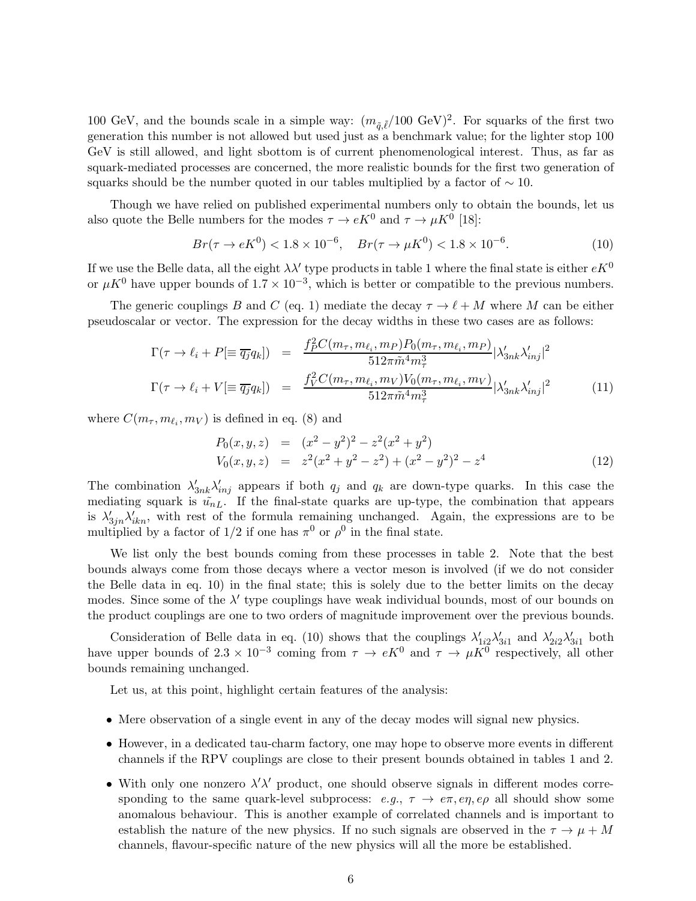100 GeV, and the bounds scale in a simple way: $(m_{\tilde{q},\tilde{\ell}}/100\ \text{GeV})^2$. For squarks of the first two generation this number is not allowed but used just as a benchmark value; for the lighter stop 100 GeV is still allowed, and light sbottom is of current phenomenological interest. Thus, as far as squark-mediated processes are concerned, the more realistic bounds for the first two generation of squarks should be the number quoted in our tables multiplied by a factor of $\sim 10$.

Though we have relied on published experimental numbers only to obtain the bounds, let us also quote the Belle numbers for the modes $\tau \to eK^0$ and $\tau \to \mu K^0$ [18]:

$$Br(\tau \to eK^0) < 1.8 \times 10^{-6}, \quad Br(\tau \to \mu K^0) < 1.8 \times 10^{-6}. \tag{10}$$

If we use the Belle data, all the eight $\lambda\lambda'$ type products in table 1 where the final state is either $eK^0$ or $\mu K^0$ have upper bounds of $1.7 \times 10^{-3}$, which is better or compatible to the previous numbers.

The generic couplings $B$ and $C$ (eq. 1) mediate the decay $\tau \to \ell + M$ where $M$ can be either pseudoscalar or vector. The expression for the decay widths in these two cases are as follows:

$$\begin{aligned}
\Gamma(\tau \to \ell_i + P[\equiv \overline{q_j} q_k]) &= \frac{f_P^2 C(m_\tau, m_{\ell_i}, m_P) P_0(m_\tau, m_{\ell_i}, m_P)}{512\pi \tilde{m}^4 m_\tau^3} |\lambda'_{3nk}\lambda'_{inj}|^2 \\
\Gamma(\tau \to \ell_i + V[\equiv \overline{q_j} q_k]) &= \frac{f_V^2 C(m_\tau, m_{\ell_i}, m_V) V_0(m_\tau, m_{\ell_i}, m_V)}{512\pi \tilde{m}^4 m_\tau^3} |\lambda'_{3nk}\lambda'_{inj}|^2
\end{aligned} \tag{11}$$

where $C(m_\tau, m_{\ell_i}, m_V)$ is defined in eq. (8) and

$$\begin{aligned}
P_0(x,y,z) &= (x^2 - y^2)^2 - z^2(x^2 + y^2) \\
V_0(x,y,z) &= z^2(x^2 + y^2 - z^2) + (x^2 - y^2)^2 - z^4
\end{aligned} \tag{12}$$

The combination $\lambda'_{3nk}\lambda'_{inj}$ appears if both $q_j$ and $q_k$ are down-type quarks. In this case the mediating squark is $\tilde{u_n}_L$. If the final-state quarks are up-type, the combination that appears is $\lambda'_{3jn}\lambda'_{ikn}$, with rest of the formula remaining unchanged. Again, the expressions are to be multiplied by a factor of 1/2 if one has $\pi^0$ or $\rho^0$ in the final state.

We list only the best bounds coming from these processes in table 2. Note that the best bounds always come from those decays where a vector meson is involved (if we do not consider the Belle data in eq. 10) in the final state; this is solely due to the better limits on the decay modes. Since some of the $\lambda'$ type couplings have weak individual bounds, most of our bounds on the product couplings are one to two orders of magnitude improvement over the previous bounds.

Consideration of Belle data in eq. (10) shows that the couplings $\lambda'_{1i2}\lambda'_{3i1}$ and $\lambda'_{2i2}\lambda'_{3i1}$ both have upper bounds of $2.3 \times 10^{-3}$ coming from $\tau \to eK^0$ and $\tau \to \mu K^0$ respectively, all other bounds remaining unchanged.

Let us, at this point, highlight certain features of the analysis:

- Mere observation of a single event in any of the decay modes will signal new physics.
- However, in a dedicated tau-charm factory, one may hope to observe more events in different channels if the RPV couplings are close to their present bounds obtained in tables 1 and 2.
- With only one nonzero $\lambda'\lambda'$ product, one should observe signals in different modes corresponding to the same quark-level subprocess: *e.g.*, $\tau \to e\pi, e\eta, e\rho$ all should show some anomalous behaviour. This is another example of correlated channels and is important to establish the nature of the new physics. If no such signals are observed in the $\tau \to \mu + M$ channels, flavour-specific nature of the new physics will all the more be established.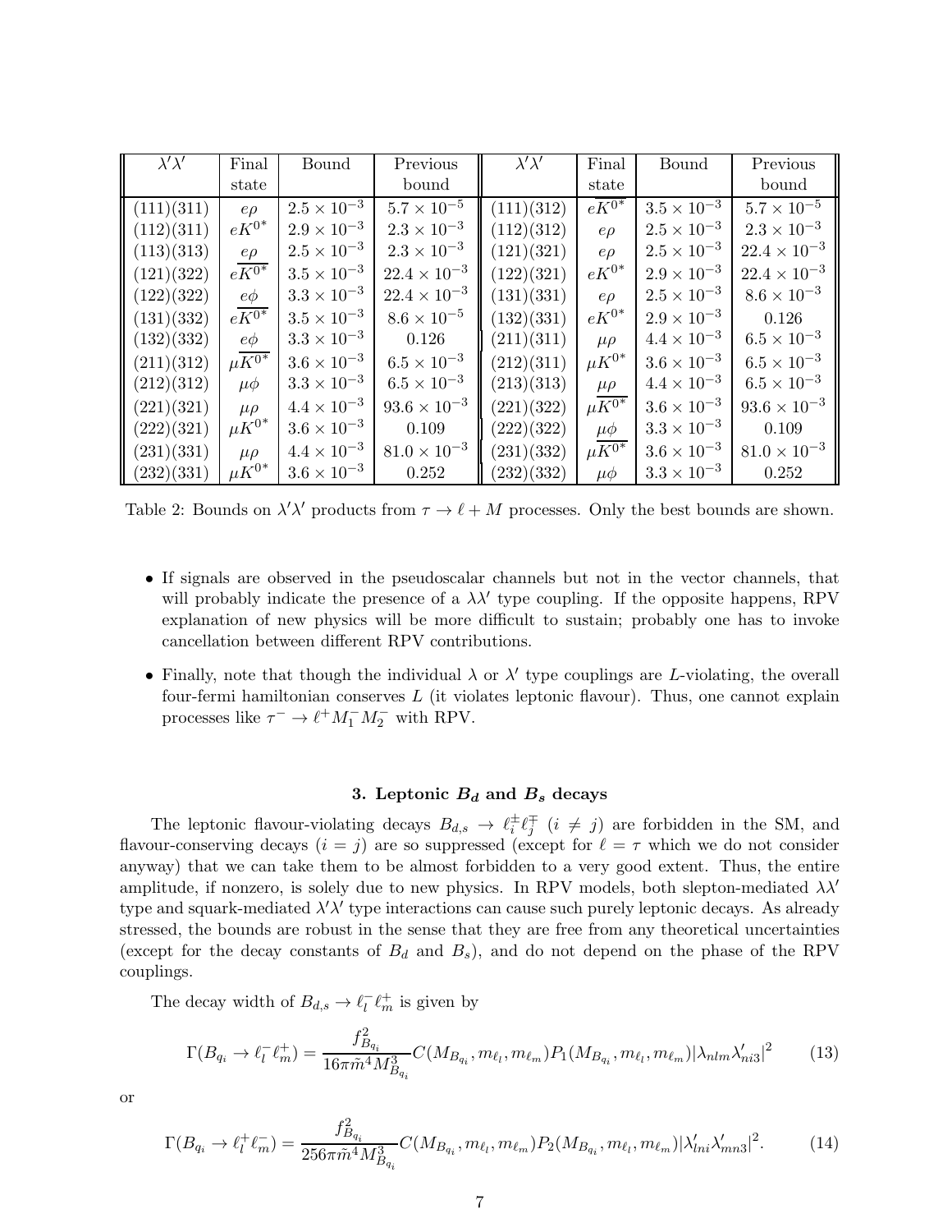| $\lambda'\lambda'$ | Final state | Bound | Previous bound | $\lambda'\lambda'$ | Final state | Bound | Previous bound |
|---|---|---|---|---|---|---|---|
| (111)(311) | $e\rho$ | $2.5 \times 10^{-3}$ | $5.7 \times 10^{-5}$ | (111)(312) | $e\overline{K^{0*}}$ | $3.5 \times 10^{-3}$ | $5.7 \times 10^{-5}$ |
| (112)(311) | $eK^{0*}$ | $2.9 \times 10^{-3}$ | $2.3 \times 10^{-3}$ | (112)(312) | $e\rho$ | $2.5 \times 10^{-3}$ | $2.3 \times 10^{-3}$ |
| (113)(313) | $e\rho$ | $2.5 \times 10^{-3}$ | $2.3 \times 10^{-3}$ | (121)(321) | $e\rho$ | $2.5 \times 10^{-3}$ | $22.4 \times 10^{-3}$ |
| (121)(322) | $e\overline{K^{0*}}$ | $3.5 \times 10^{-3}$ | $22.4 \times 10^{-3}$ | (122)(321) | $eK^{0*}$ | $2.9 \times 10^{-3}$ | $22.4 \times 10^{-3}$ |
| (122)(322) | $e\phi$ | $3.3 \times 10^{-3}$ | $22.4 \times 10^{-3}$ | (131)(331) | $e\rho$ | $2.5 \times 10^{-3}$ | $8.6 \times 10^{-3}$ |
| (131)(332) | $e\overline{K^{0*}}$ | $3.5 \times 10^{-3}$ | $8.6 \times 10^{-5}$ | (132)(331) | $eK^{0*}$ | $2.9 \times 10^{-3}$ | 0.126 |
| (132)(332) | $e\phi$ | $3.3 \times 10^{-3}$ | 0.126 | (211)(311) | $\mu\rho$ | $4.4 \times 10^{-3}$ | $6.5 \times 10^{-3}$ |
| (211)(312) | $\mu\overline{K^{0*}}$ | $3.6 \times 10^{-3}$ | $6.5 \times 10^{-3}$ | (212)(311) | $\mu K^{0*}$ | $3.6 \times 10^{-3}$ | $6.5 \times 10^{-3}$ |
| (212)(312) | $\mu\phi$ | $3.3 \times 10^{-3}$ | $6.5 \times 10^{-3}$ | (213)(313) | $\mu\rho$ | $4.4 \times 10^{-3}$ | $6.5 \times 10^{-3}$ |
| (221)(321) | $\mu\rho$ | $4.4 \times 10^{-3}$ | $93.6 \times 10^{-3}$ | (221)(322) | $\mu\overline{K^{0*}}$ | $3.6 \times 10^{-3}$ | $93.6 \times 10^{-3}$ |
| (222)(321) | $\mu K^{0*}$ | $3.6 \times 10^{-3}$ | 0.109 | (222)(322) | $\mu\phi$ | $3.3 \times 10^{-3}$ | 0.109 |
| (231)(331) | $\mu\rho$ | $4.4 \times 10^{-3}$ | $81.0 \times 10^{-3}$ | (231)(332) | $\mu\overline{K^{0*}}$ | $3.6 \times 10^{-3}$ | $81.0 \times 10^{-3}$ |
| (232)(331) | $\mu K^{0*}$ | $3.6 \times 10^{-3}$ | 0.252 | (232)(332) | $\mu\phi$ | $3.3 \times 10^{-3}$ | 0.252 |

Table 2: Bounds on $\lambda'\lambda'$ products from $\tau \to \ell + M$ processes. Only the best bounds are shown.

- If signals are observed in the pseudoscalar channels but not in the vector channels, that will probably indicate the presence of a $\lambda\lambda'$ type coupling. If the opposite happens, RPV explanation of new physics will be more difficult to sustain; probably one has to invoke cancellation between different RPV contributions.
- Finally, note that though the individual $\lambda$ or $\lambda'$ type couplings are $L$-violating, the overall four-fermi hamiltonian conserves $L$ (it violates leptonic flavour). Thus, one cannot explain processes like $\tau^- \to \ell^+ M_1^- M_2^-$ with RPV.

## 3. Leptonic $B_d$ and $B_s$ decays

The leptonic flavour-violating decays $B_{d,s} \to \ell_i^\pm \ell_j^\mp$ $(i \neq j)$ are forbidden in the SM, and flavour-conserving decays $(i = j)$ are so suppressed (except for $\ell = \tau$ which we do not consider anyway) that we can take them to be almost forbidden to a very good extent. Thus, the entire amplitude, if nonzero, is solely due to new physics. In RPV models, both slepton-mediated $\lambda\lambda'$ type and squark-mediated $\lambda'\lambda'$ type interactions can cause such purely leptonic decays. As already stressed, the bounds are robust in the sense that they are free from any theoretical uncertainties (except for the decay constants of $B_d$ and $B_s$), and do not depend on the phase of the RPV couplings.

The decay width of $B_{d,s} \to \ell_l^- \ell_m^+$ is given by

$$\Gamma(B_{q_i} \to \ell_l^- \ell_m^+) = \frac{f_{B_{q_i}}^2}{16\pi \tilde{m}^4 M_{B_{q_i}}^3} C(M_{B_{q_i}}, m_{\ell_l}, m_{\ell_m}) P_1(M_{B_{q_i}}, m_{\ell_l}, m_{\ell_m}) |\lambda_{nlm}\lambda'_{ni3}|^2 \tag{13}$$

or

$$\Gamma(B_{q_i} \to \ell_l^+ \ell_m^-) = \frac{f_{B_{q_i}}^2}{256\pi \tilde{m}^4 M_{B_{q_i}}^3} C(M_{B_{q_i}}, m_{\ell_l}, m_{\ell_m}) P_2(M_{B_{q_i}}, m_{\ell_l}, m_{\ell_m}) |\lambda'_{lni}\lambda'_{mn3}|^2. \tag{14}$$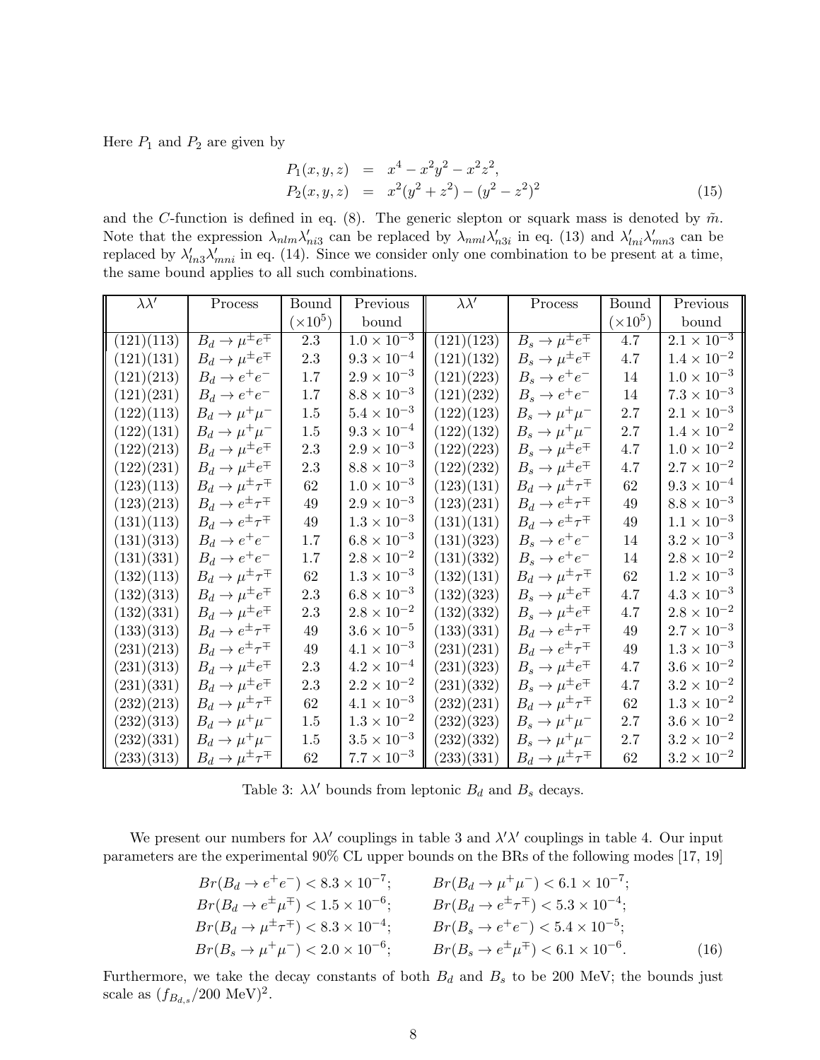Here $P_1$ and $P_2$ are given by

$$
\begin{aligned}
P_1(x,y,z) &= x^4 - x^2y^2 - x^2z^2, \\
P_2(x,y,z) &= x^2(y^2+z^2) - (y^2-z^2)^2
\end{aligned}
\tag{15}
$$

and the $C$-function is defined in eq. (8). The generic slepton or squark mass is denoted by $\tilde{m}$. Note that the expression $\lambda_{nlm}\lambda'_{ni3}$ can be replaced by $\lambda_{nml}\lambda'_{n3i}$ in eq. (13) and $\lambda'_{lni}\lambda'_{mn3}$ can be replaced by $\lambda'_{ln3}\lambda'_{mni}$ in eq. (14). Since we consider only one combination to be present at a time, the same bound applies to all such combinations.

| $\lambda\lambda'$ | Process | Bound ($\times 10^5$) | Previous bound | $\lambda\lambda'$ | Process | Bound ($\times 10^5$) | Previous bound |
|---|---|---|---|---|---|---|---|
| (121)(113) | $B_d \to \mu^\pm e^\mp$ | 2.3 | $1.0\times 10^{-3}$ | (121)(123) | $B_s \to \mu^\pm e^\mp$ | 4.7 | $2.1\times 10^{-3}$ |
| (121)(131) | $B_d \to \mu^\pm e^\mp$ | 2.3 | $9.3\times 10^{-4}$ | (121)(132) | $B_s \to \mu^\pm e^\mp$ | 4.7 | $1.4\times 10^{-2}$ |
| (121)(213) | $B_d \to e^+ e^-$ | 1.7 | $2.9\times 10^{-3}$ | (121)(223) | $B_s \to e^+ e^-$ | 14 | $1.0\times 10^{-3}$ |
| (121)(231) | $B_d \to e^+ e^-$ | 1.7 | $8.8\times 10^{-3}$ | (121)(232) | $B_s \to e^+ e^-$ | 14 | $7.3\times 10^{-3}$ |
| (122)(113) | $B_d \to \mu^+ \mu^-$ | 1.5 | $5.4\times 10^{-3}$ | (122)(123) | $B_s \to \mu^+ \mu^-$ | 2.7 | $2.1\times 10^{-3}$ |
| (122)(131) | $B_d \to \mu^+ \mu^-$ | 1.5 | $9.3\times 10^{-4}$ | (122)(132) | $B_s \to \mu^+ \mu^-$ | 2.7 | $1.4\times 10^{-2}$ |
| (122)(213) | $B_d \to \mu^\pm e^\mp$ | 2.3 | $2.9\times 10^{-3}$ | (122)(223) | $B_s \to \mu^\pm e^\mp$ | 4.7 | $1.0\times 10^{-2}$ |
| (122)(231) | $B_d \to \mu^\pm e^\mp$ | 2.3 | $8.8\times 10^{-3}$ | (122)(232) | $B_s \to \mu^\pm e^\mp$ | 4.7 | $2.7\times 10^{-2}$ |
| (123)(113) | $B_d \to \mu^\pm \tau^\mp$ | 62 | $1.0\times 10^{-3}$ | (123)(131) | $B_d \to \mu^\pm \tau^\mp$ | 62 | $9.3\times 10^{-4}$ |
| (123)(213) | $B_d \to e^\pm \tau^\mp$ | 49 | $2.9\times 10^{-3}$ | (123)(231) | $B_d \to e^\pm \tau^\mp$ | 49 | $8.8\times 10^{-3}$ |
| (131)(113) | $B_d \to e^\pm \tau^\mp$ | 49 | $1.3\times 10^{-3}$ | (131)(131) | $B_d \to e^\pm \tau^\mp$ | 49 | $1.1\times 10^{-3}$ |
| (131)(313) | $B_d \to e^+ e^-$ | 1.7 | $6.8\times 10^{-3}$ | (131)(323) | $B_s \to e^+ e^-$ | 14 | $3.2\times 10^{-3}$ |
| (131)(331) | $B_d \to e^+ e^-$ | 1.7 | $2.8\times 10^{-2}$ | (131)(332) | $B_s \to e^+ e^-$ | 14 | $2.8\times 10^{-2}$ |
| (132)(113) | $B_d \to \mu^\pm \tau^\mp$ | 62 | $1.3\times 10^{-3}$ | (132)(131) | $B_d \to \mu^\pm \tau^\mp$ | 62 | $1.2\times 10^{-3}$ |
| (132)(313) | $B_d \to \mu^\pm e^\mp$ | 2.3 | $6.8\times 10^{-3}$ | (132)(323) | $B_s \to \mu^\pm e^\mp$ | 4.7 | $4.3\times 10^{-3}$ |
| (132)(331) | $B_d \to \mu^\pm e^\mp$ | 2.3 | $2.8\times 10^{-2}$ | (132)(332) | $B_s \to \mu^\pm e^\mp$ | 4.7 | $2.8\times 10^{-2}$ |
| (133)(313) | $B_d \to e^\pm \tau^\mp$ | 49 | $3.6\times 10^{-5}$ | (133)(331) | $B_d \to e^\pm \tau^\mp$ | 49 | $2.7\times 10^{-3}$ |
| (231)(213) | $B_d \to e^\pm \tau^\mp$ | 49 | $4.1\times 10^{-3}$ | (231)(231) | $B_d \to e^\pm \tau^\mp$ | 49 | $1.3\times 10^{-3}$ |
| (231)(313) | $B_d \to \mu^\pm e^\mp$ | 2.3 | $4.2\times 10^{-4}$ | (231)(323) | $B_s \to \mu^\pm e^\mp$ | 4.7 | $3.6\times 10^{-2}$ |
| (231)(331) | $B_d \to \mu^\pm e^\mp$ | 2.3 | $2.2\times 10^{-2}$ | (231)(332) | $B_s \to \mu^\pm e^\mp$ | 4.7 | $3.2\times 10^{-2}$ |
| (232)(213) | $B_d \to \mu^\pm \tau^\mp$ | 62 | $4.1\times 10^{-3}$ | (232)(231) | $B_d \to \mu^\pm \tau^\mp$ | 62 | $1.3\times 10^{-2}$ |
| (232)(313) | $B_d \to \mu^+ \mu^-$ | 1.5 | $1.3\times 10^{-2}$ | (232)(323) | $B_s \to \mu^+ \mu^-$ | 2.7 | $3.6\times 10^{-2}$ |
| (232)(331) | $B_d \to \mu^+ \mu^-$ | 1.5 | $3.5\times 10^{-3}$ | (232)(332) | $B_s \to \mu^+ \mu^-$ | 2.7 | $3.2\times 10^{-2}$ |
| (233)(313) | $B_d \to \mu^\pm \tau^\mp$ | 62 | $7.7\times 10^{-3}$ | (233)(331) | $B_d \to \mu^\pm \tau^\mp$ | 62 | $3.2\times 10^{-2}$ |

Table 3: $\lambda\lambda'$ bounds from leptonic $B_d$ and $B_s$ decays.

We present our numbers for $\lambda\lambda'$ couplings in table 3 and $\lambda'\lambda'$ couplings in table 4. Our input parameters are the experimental 90% CL upper bounds on the BRs of the following modes [17, 19]

$$
\begin{array}{ll}
Br(B_d \to e^+e^-) < 8.3\times 10^{-7}; & Br(B_d \to \mu^+\mu^-) < 6.1\times 10^{-7}; \\
Br(B_d \to e^\pm\mu^\mp) < 1.5\times 10^{-6}; & Br(B_d \to e^\pm\tau^\mp) < 5.3\times 10^{-4}; \\
Br(B_d \to \mu^\pm\tau^\mp) < 8.3\times 10^{-4}; & Br(B_s \to e^+e^-) < 5.4\times 10^{-5}; \\
Br(B_s \to \mu^+\mu^-) < 2.0\times 10^{-6}; & Br(B_s \to e^\pm\mu^\mp) < 6.1\times 10^{-6}.
\end{array}
\tag{16}
$$

Furthermore, we take the decay constants of both $B_d$ and $B_s$ to be 200 MeV; the bounds just scale as $(f_{B_{d,s}}/200\ \text{MeV})^2$.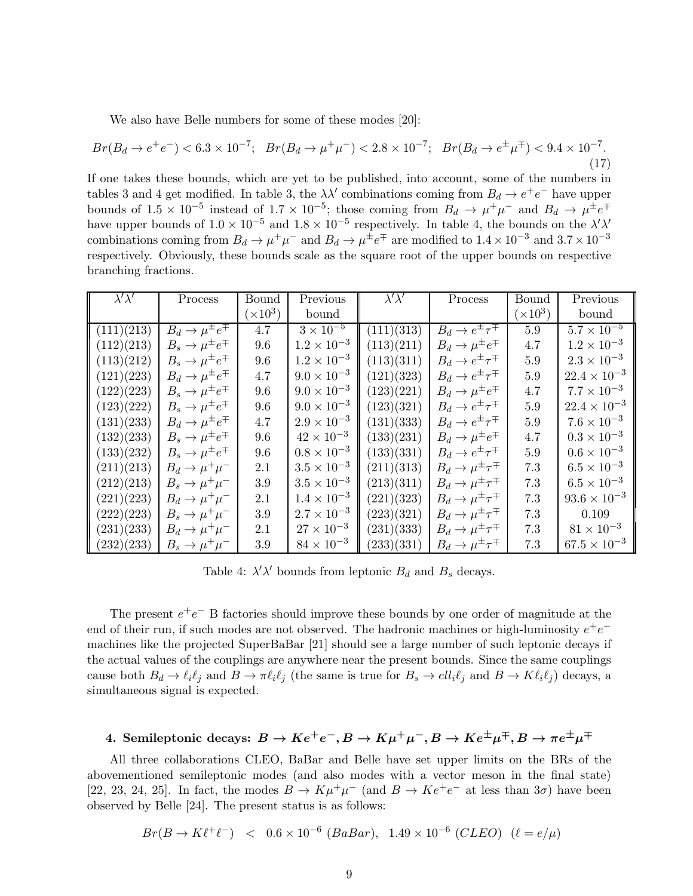We also have Belle numbers for some of these modes [20]:

$$Br(B_d \to e^+e^-) < 6.3 \times 10^{-7}; \quad Br(B_d \to \mu^+\mu^-) < 2.8 \times 10^{-7}; \quad Br(B_d \to e^\pm\mu^\mp) < 9.4 \times 10^{-7}. \tag{17}$$

If one takes these bounds, which are yet to be published, into account, some of the numbers in tables 3 and 4 get modified. In table 3, the $\lambda\lambda'$ combinations coming from $B_d \to e^+e^-$ have upper bounds of $1.5 \times 10^{-5}$ instead of $1.7 \times 10^{-5}$; those coming from $B_d \to \mu^+\mu^-$ and $B_d \to \mu^\pm e^\mp$ have upper bounds of $1.0 \times 10^{-5}$ and $1.8 \times 10^{-5}$ respectively. In table 4, the bounds on the $\lambda'\lambda'$ combinations coming from $B_d \to \mu^+\mu^-$ and $B_d \to \mu^\pm e^\mp$ are modified to $1.4 \times 10^{-3}$ and $3.7 \times 10^{-3}$ respectively. Obviously, these bounds scale as the square root of the upper bounds on respective branching fractions.

| $\lambda'\lambda'$ | Process | Bound ($\times 10^3$) | Previous bound | $\lambda'\lambda'$ | Process | Bound ($\times 10^3$) | Previous bound |
|---|---|---|---|---|---|---|---|
| (111)(213) | $B_d \to \mu^\pm e^\mp$ | 4.7 | $3 \times 10^{-5}$ | (111)(313) | $B_d \to e^\pm\tau^\mp$ | 5.9 | $5.7 \times 10^{-5}$ |
| (112)(213) | $B_s \to \mu^\pm e^\mp$ | 9.6 | $1.2 \times 10^{-3}$ | (113)(211) | $B_d \to \mu^\pm e^\mp$ | 4.7 | $1.2 \times 10^{-3}$ |
| (113)(212) | $B_s \to \mu^\pm e^\mp$ | 9.6 | $1.2 \times 10^{-3}$ | (113)(311) | $B_d \to e^\pm\tau^\mp$ | 5.9 | $2.3 \times 10^{-3}$ |
| (121)(223) | $B_d \to \mu^\pm e^\mp$ | 4.7 | $9.0 \times 10^{-3}$ | (121)(323) | $B_d \to e^\pm\tau^\mp$ | 5.9 | $22.4 \times 10^{-3}$ |
| (122)(223) | $B_s \to \mu^\pm e^\mp$ | 9.6 | $9.0 \times 10^{-3}$ | (123)(221) | $B_d \to \mu^\pm e^\mp$ | 4.7 | $7.7 \times 10^{-3}$ |
| (123)(222) | $B_s \to \mu^\pm e^\mp$ | 9.6 | $9.0 \times 10^{-3}$ | (123)(321) | $B_d \to e^\pm\tau^\mp$ | 5.9 | $22.4 \times 10^{-3}$ |
| (131)(233) | $B_d \to \mu^\pm e^\mp$ | 4.7 | $2.9 \times 10^{-3}$ | (131)(333) | $B_d \to e^\pm\tau^\mp$ | 5.9 | $7.6 \times 10^{-3}$ |
| (132)(233) | $B_s \to \mu^\pm e^\mp$ | 9.6 | $42 \times 10^{-3}$ | (133)(231) | $B_d \to \mu^\pm e^\mp$ | 4.7 | $0.3 \times 10^{-3}$ |
| (133)(232) | $B_s \to \mu^\pm e^\mp$ | 9.6 | $0.8 \times 10^{-3}$ | (133)(331) | $B_d \to e^\pm\tau^\mp$ | 5.9 | $0.6 \times 10^{-3}$ |
| (211)(213) | $B_d \to \mu^+\mu^-$ | 2.1 | $3.5 \times 10^{-3}$ | (211)(313) | $B_d \to \mu^\pm\tau^\mp$ | 7.3 | $6.5 \times 10^{-3}$ |
| (212)(213) | $B_s \to \mu^+\mu^-$ | 3.9 | $3.5 \times 10^{-3}$ | (213)(311) | $B_d \to \mu^\pm\tau^\mp$ | 7.3 | $6.5 \times 10^{-3}$ |
| (221)(223) | $B_d \to \mu^+\mu^-$ | 2.1 | $1.4 \times 10^{-3}$ | (221)(323) | $B_d \to \mu^\pm\tau^\mp$ | 7.3 | $93.6 \times 10^{-3}$ |
| (222)(223) | $B_s \to \mu^+\mu^-$ | 3.9 | $2.7 \times 10^{-3}$ | (223)(321) | $B_d \to \mu^\pm\tau^\mp$ | 7.3 | 0.109 |
| (231)(233) | $B_d \to \mu^+\mu^-$ | 2.1 | $27 \times 10^{-3}$ | (231)(333) | $B_d \to \mu^\pm\tau^\mp$ | 7.3 | $81 \times 10^{-3}$ |
| (232)(233) | $B_s \to \mu^+\mu^-$ | 3.9 | $84 \times 10^{-3}$ | (233)(331) | $B_d \to \mu^\pm\tau^\mp$ | 7.3 | $67.5 \times 10^{-3}$ |

Table 4: $\lambda'\lambda'$ bounds from leptonic $B_d$ and $B_s$ decays.

The present $e^+e^-$ B factories should improve these bounds by one order of magnitude at the end of their run, if such modes are not observed. The hadronic machines or high-luminosity $e^+e^-$ machines like the projected SuperBaBar [21] should see a large number of such leptonic decays if the actual values of the couplings are anywhere near the present bounds. Since the same couplings cause both $B_d \to \ell_i\ell_j$ and $B \to \pi\ell_i\ell_j$ (the same is true for $B_s \to ell_i\ell_j$ and $B \to K\ell_i\ell_j$) decays, a simultaneous signal is expected.

## 4. Semileptonic decays: $B \to Ke^+e^-, B \to K\mu^+\mu^-, B \to Ke^\pm\mu^\mp, B \to \pi e^\pm\mu^\mp$

All three collaborations CLEO, BaBar and Belle have set upper limits on the BRs of the abovementioned semileptonic modes (and also modes with a vector meson in the final state) [22, 23, 24, 25]. In fact, the modes $B \to K\mu^+\mu^-$ (and $B \to Ke^+e^-$ at less than $3\sigma$) have been observed by Belle [24]. The present status is as follows:

$$Br(B \to K\ell^+\ell^-) \;<\; 0.6 \times 10^{-6}\ (BaBar), \;\; 1.49 \times 10^{-6}\ (CLEO) \;\; (\ell = e/\mu)$$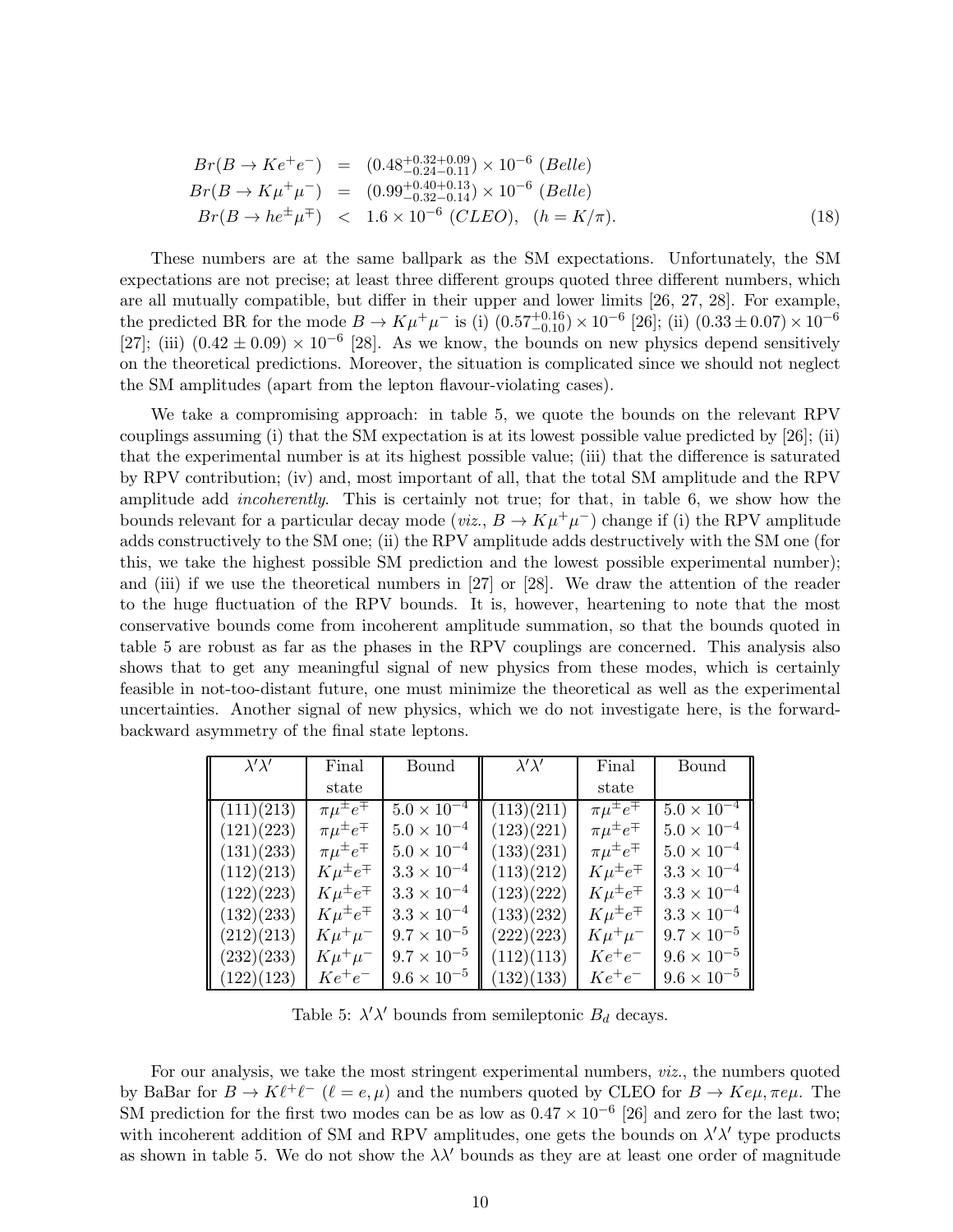$$
\begin{aligned}
Br(B \to K e^+ e^-) &= (0.48^{+0.32+0.09}_{-0.24-0.11}) \times 10^{-6} \ (Belle) \\
Br(B \to K \mu^+ \mu^-) &= (0.99^{+0.40+0.13}_{-0.32-0.14}) \times 10^{-6} \ (Belle) \\
Br(B \to h e^\pm \mu^\mp) &< 1.6 \times 10^{-6} \ (CLEO), \quad (h = K/\pi).
\end{aligned}
\tag{18}
$$

These numbers are at the same ballpark as the SM expectations. Unfortunately, the SM expectations are not precise; at least three different groups quoted three different numbers, which are all mutually compatible, but differ in their upper and lower limits [26, 27, 28]. For example, the predicted BR for the mode $B \to K\mu^+\mu^-$ is (i) $(0.57^{+0.16}_{-0.10}) \times 10^{-6}$ [26]; (ii) $(0.33 \pm 0.07) \times 10^{-6}$ [27]; (iii) $(0.42 \pm 0.09) \times 10^{-6}$ [28]. As we know, the bounds on new physics depend sensitively on the theoretical predictions. Moreover, the situation is complicated since we should not neglect the SM amplitudes (apart from the lepton flavour-violating cases).

We take a compromising approach: in table 5, we quote the bounds on the relevant RPV couplings assuming (i) that the SM expectation is at its lowest possible value predicted by [26]; (ii) that the experimental number is at its highest possible value; (iii) that the difference is saturated by RPV contribution; (iv) and, most important of all, that the total SM amplitude and the RPV amplitude add *incoherently*. This is certainly not true; for that, in table 6, we show how the bounds relevant for a particular decay mode (*viz.*, $B \to K\mu^+\mu^-$) change if (i) the RPV amplitude adds constructively to the SM one; (ii) the RPV amplitude adds destructively with the SM one (for this, we take the highest possible SM prediction and the lowest possible experimental number); and (iii) if we use the theoretical numbers in [27] or [28]. We draw the attention of the reader to the huge fluctuation of the RPV bounds. It is, however, heartening to note that the most conservative bounds come from incoherent amplitude summation, so that the bounds quoted in table 5 are robust as far as the phases in the RPV couplings are concerned. This analysis also shows that to get any meaningful signal of new physics from these modes, which is certainly feasible in not-too-distant future, one must minimize the theoretical as well as the experimental uncertainties. Another signal of new physics, which we do not investigate here, is the forward-backward asymmetry of the final state leptons.

| $\lambda'\lambda'$ | Final state | Bound | $\lambda'\lambda'$ | Final state | Bound |
|---|---|---|---|---|---|
| (111)(213) | $\pi\mu^\pm e^\mp$ | $5.0 \times 10^{-4}$ | (113)(211) | $\pi\mu^\pm e^\mp$ | $5.0 \times 10^{-4}$ |
| (121)(223) | $\pi\mu^\pm e^\mp$ | $5.0 \times 10^{-4}$ | (123)(221) | $\pi\mu^\pm e^\mp$ | $5.0 \times 10^{-4}$ |
| (131)(233) | $\pi\mu^\pm e^\mp$ | $5.0 \times 10^{-4}$ | (133)(231) | $\pi\mu^\pm e^\mp$ | $5.0 \times 10^{-4}$ |
| (112)(213) | $K\mu^\pm e^\mp$ | $3.3 \times 10^{-4}$ | (113)(212) | $K\mu^\pm e^\mp$ | $3.3 \times 10^{-4}$ |
| (122)(223) | $K\mu^\pm e^\mp$ | $3.3 \times 10^{-4}$ | (123)(222) | $K\mu^\pm e^\mp$ | $3.3 \times 10^{-4}$ |
| (132)(233) | $K\mu^\pm e^\mp$ | $3.3 \times 10^{-4}$ | (133)(232) | $K\mu^\pm e^\mp$ | $3.3 \times 10^{-4}$ |
| (212)(213) | $K\mu^+\mu^-$ | $9.7 \times 10^{-5}$ | (222)(223) | $K\mu^+\mu^-$ | $9.7 \times 10^{-5}$ |
| (232)(233) | $K\mu^+\mu^-$ | $9.7 \times 10^{-5}$ | (112)(113) | $Ke^+e^-$ | $9.6 \times 10^{-5}$ |
| (122)(123) | $Ke^+e^-$ | $9.6 \times 10^{-5}$ | (132)(133) | $Ke^+e^-$ | $9.6 \times 10^{-5}$ |

Table 5: $\lambda'\lambda'$ bounds from semileptonic $B_d$ decays.

For our analysis, we take the most stringent experimental numbers, *viz.*, the numbers quoted by BaBar for $B \to K\ell^+\ell^-$ ($\ell = e, \mu$) and the numbers quoted by CLEO for $B \to Ke\mu, \pi e\mu$. The SM prediction for the first two modes can be as low as $0.47 \times 10^{-6}$ [26] and zero for the last two; with incoherent addition of SM and RPV amplitudes, one gets the bounds on $\lambda'\lambda'$ type products as shown in table 5. We do not show the $\lambda\lambda'$ bounds as they are at least one order of magnitude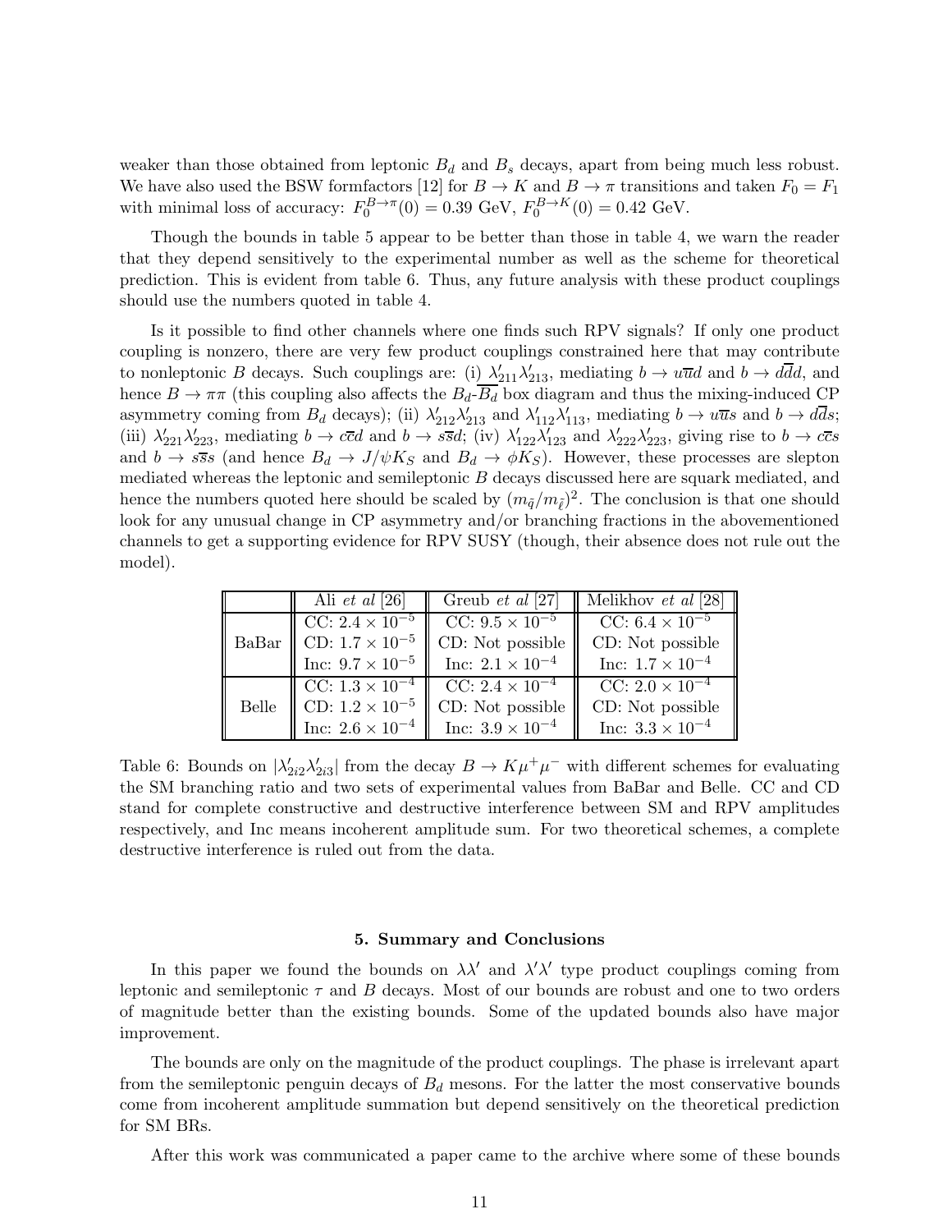weaker than those obtained from leptonic $B_d$ and $B_s$ decays, apart from being much less robust. We have also used the BSW formfactors [12] for $B \to K$ and $B \to \pi$ transitions and taken $F_0 = F_1$ with minimal loss of accuracy: $F_0^{B\to\pi}(0) = 0.39$ GeV, $F_0^{B\to K}(0) = 0.42$ GeV.

Though the bounds in table 5 appear to be better than those in table 4, we warn the reader that they depend sensitively to the experimental number as well as the scheme for theoretical prediction. This is evident from table 6. Thus, any future analysis with these product couplings should use the numbers quoted in table 4.

Is it possible to find other channels where one finds such RPV signals? If only one product coupling is nonzero, there are very few product couplings constrained here that may contribute to nonleptonic $B$ decays. Such couplings are: (i) $\lambda'_{211}\lambda'_{213}$, mediating $b \to u\overline{u}d$ and $b \to d\overline{d}d$, and hence $B \to \pi\pi$ (this coupling also affects the $B_d$-$\overline{B_d}$ box diagram and thus the mixing-induced CP asymmetry coming from $B_d$ decays); (ii) $\lambda'_{212}\lambda'_{213}$ and $\lambda'_{112}\lambda'_{113}$, mediating $b \to u\overline{u}s$ and $b \to d\overline{d}s$; (iii) $\lambda'_{221}\lambda'_{223}$, mediating $b \to c\overline{c}d$ and $b \to s\overline{s}d$; (iv) $\lambda'_{122}\lambda'_{123}$ and $\lambda'_{222}\lambda'_{223}$, giving rise to $b \to c\overline{c}s$ and $b \to s\overline{s}s$ (and hence $B_d \to J/\psi K_S$ and $B_d \to \phi K_S$). However, these processes are slepton mediated whereas the leptonic and semileptonic $B$ decays discussed here are squark mediated, and hence the numbers quoted here should be scaled by $(m_{\tilde{q}}/m_{\tilde{\ell}})^2$. The conclusion is that one should look for any unusual change in CP asymmetry and/or branching fractions in the abovementioned channels to get a supporting evidence for RPV SUSY (though, their absence does not rule out the model).

| | Ali *et al* [26] | Greub *et al* [27] | Melikhov *et al* [28] |
|---|---|---|---|
| BaBar | CC: $2.4 \times 10^{-5}$ | CC: $9.5 \times 10^{-5}$ | CC: $6.4 \times 10^{-5}$ |
| | CD: $1.7 \times 10^{-5}$ | CD: Not possible | CD: Not possible |
| | Inc: $9.7 \times 10^{-5}$ | Inc: $2.1 \times 10^{-4}$ | Inc: $1.7 \times 10^{-4}$ |
| Belle | CC: $1.3 \times 10^{-4}$ | CC: $2.4 \times 10^{-4}$ | CC: $2.0 \times 10^{-4}$ |
| | CD: $1.2 \times 10^{-5}$ | CD: Not possible | CD: Not possible |
| | Inc: $2.6 \times 10^{-4}$ | Inc: $3.9 \times 10^{-4}$ | Inc: $3.3 \times 10^{-4}$ |

Table 6: Bounds on $|\lambda'_{2i2}\lambda'_{2i3}|$ from the decay $B \to K\mu^+\mu^-$ with different schemes for evaluating the SM branching ratio and two sets of experimental values from BaBar and Belle. CC and CD stand for complete constructive and destructive interference between SM and RPV amplitudes respectively, and Inc means incoherent amplitude sum. For two theoretical schemes, a complete destructive interference is ruled out from the data.

## 5. Summary and Conclusions

In this paper we found the bounds on $\lambda\lambda'$ and $\lambda'\lambda'$ type product couplings coming from leptonic and semileptonic $\tau$ and $B$ decays. Most of our bounds are robust and one to two orders of magnitude better than the existing bounds. Some of the updated bounds also have major improvement.

The bounds are only on the magnitude of the product couplings. The phase is irrelevant apart from the semileptonic penguin decays of $B_d$ mesons. For the latter the most conservative bounds come from incoherent amplitude summation but depend sensitively on the theoretical prediction for SM BRs.

After this work was communicated a paper came to the archive where some of these bounds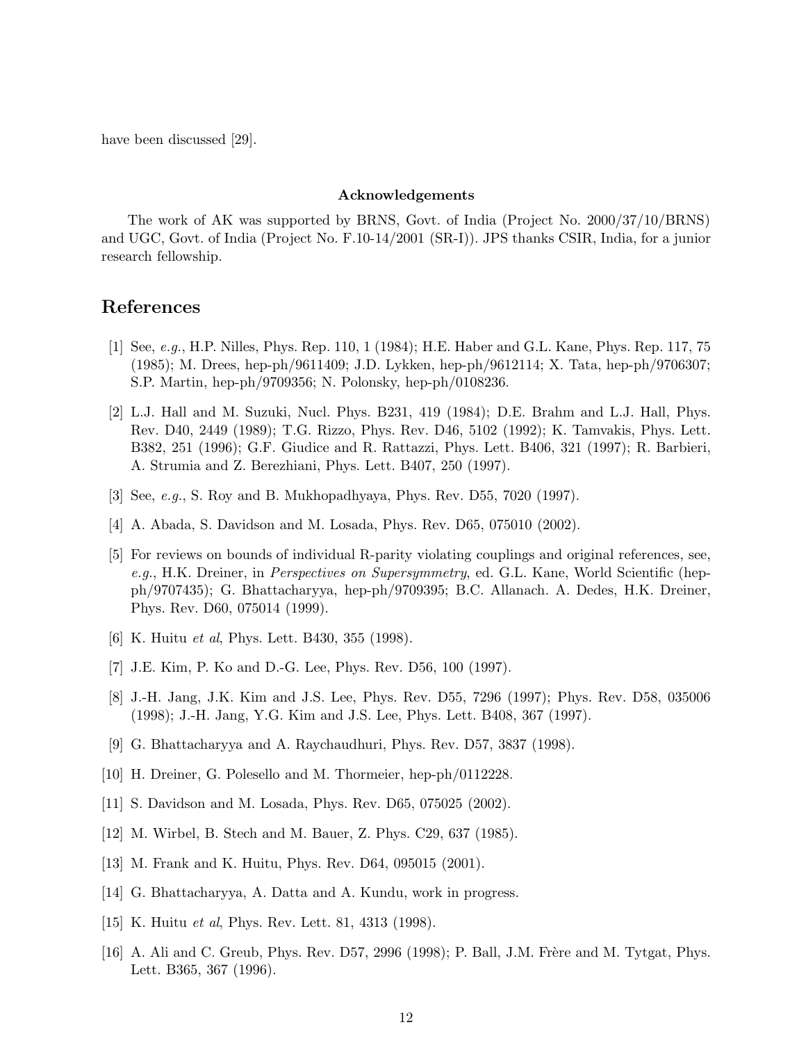have been discussed [29].

### Acknowledgements

The work of AK was supported by BRNS, Govt. of India (Project No. 2000/37/10/BRNS) and UGC, Govt. of India (Project No. F.10-14/2001 (SR-I)). JPS thanks CSIR, India, for a junior research fellowship.

## References

[1] See, *e.g.*, H.P. Nilles, Phys. Rep. 110, 1 (1984); H.E. Haber and G.L. Kane, Phys. Rep. 117, 75 (1985); M. Drees, hep-ph/9611409; J.D. Lykken, hep-ph/9612114; X. Tata, hep-ph/9706307; S.P. Martin, hep-ph/9709356; N. Polonsky, hep-ph/0108236.

[2] L.J. Hall and M. Suzuki, Nucl. Phys. B231, 419 (1984); D.E. Brahm and L.J. Hall, Phys. Rev. D40, 2449 (1989); T.G. Rizzo, Phys. Rev. D46, 5102 (1992); K. Tamvakis, Phys. Lett. B382, 251 (1996); G.F. Giudice and R. Rattazzi, Phys. Lett. B406, 321 (1997); R. Barbieri, A. Strumia and Z. Berezhiani, Phys. Lett. B407, 250 (1997).

[3] See, *e.g.*, S. Roy and B. Mukhopadhyaya, Phys. Rev. D55, 7020 (1997).

[4] A. Abada, S. Davidson and M. Losada, Phys. Rev. D65, 075010 (2002).

[5] For reviews on bounds of individual R-parity violating couplings and original references, see, *e.g.*, H.K. Dreiner, in *Perspectives on Supersymmetry*, ed. G.L. Kane, World Scientific (hep-ph/9707435); G. Bhattacharyya, hep-ph/9709395; B.C. Allanach. A. Dedes, H.K. Dreiner, Phys. Rev. D60, 075014 (1999).

[6] K. Huitu *et al*, Phys. Lett. B430, 355 (1998).

[7] J.E. Kim, P. Ko and D.-G. Lee, Phys. Rev. D56, 100 (1997).

[8] J.-H. Jang, J.K. Kim and J.S. Lee, Phys. Rev. D55, 7296 (1997); Phys. Rev. D58, 035006 (1998); J.-H. Jang, Y.G. Kim and J.S. Lee, Phys. Lett. B408, 367 (1997).

[9] G. Bhattacharyya and A. Raychaudhuri, Phys. Rev. D57, 3837 (1998).

[10] H. Dreiner, G. Polesello and M. Thormeier, hep-ph/0112228.

[11] S. Davidson and M. Losada, Phys. Rev. D65, 075025 (2002).

[12] M. Wirbel, B. Stech and M. Bauer, Z. Phys. C29, 637 (1985).

[13] M. Frank and K. Huitu, Phys. Rev. D64, 095015 (2001).

[14] G. Bhattacharyya, A. Datta and A. Kundu, work in progress.

[15] K. Huitu *et al*, Phys. Rev. Lett. 81, 4313 (1998).

[16] A. Ali and C. Greub, Phys. Rev. D57, 2996 (1998); P. Ball, J.M. Frère and M. Tytgat, Phys. Lett. B365, 367 (1996).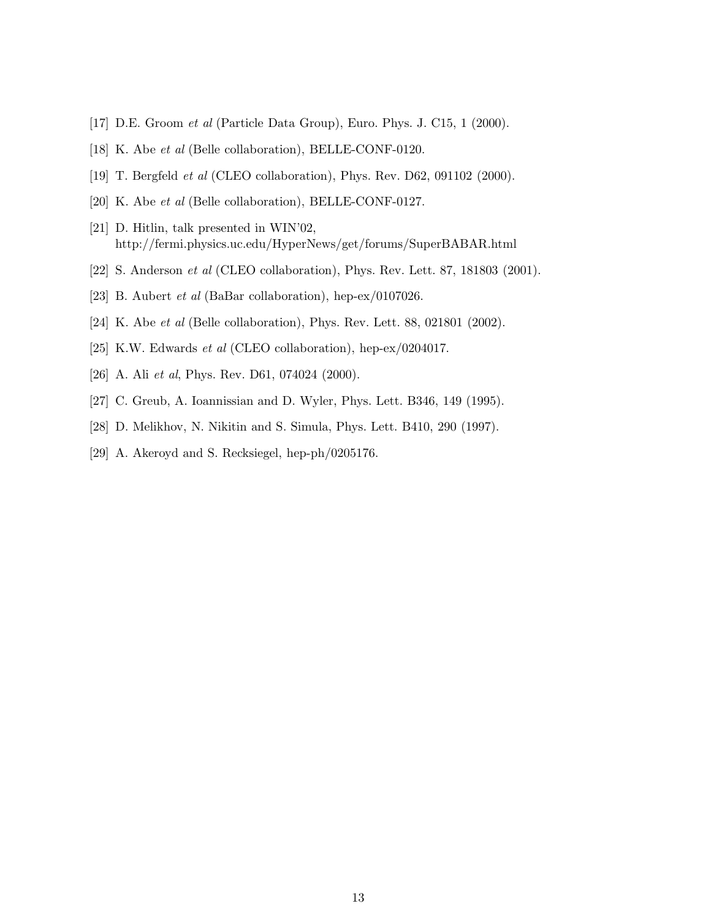[17] D.E. Groom *et al* (Particle Data Group), Euro. Phys. J. C15, 1 (2000).

[18] K. Abe *et al* (Belle collaboration), BELLE-CONF-0120.

[19] T. Bergfeld *et al* (CLEO collaboration), Phys. Rev. D62, 091102 (2000).

[20] K. Abe *et al* (Belle collaboration), BELLE-CONF-0127.

[21] D. Hitlin, talk presented in WIN'02, http://fermi.physics.uc.edu/HyperNews/get/forums/SuperBABAR.html

[22] S. Anderson *et al* (CLEO collaboration), Phys. Rev. Lett. 87, 181803 (2001).

[23] B. Aubert *et al* (BaBar collaboration), hep-ex/0107026.

[24] K. Abe *et al* (Belle collaboration), Phys. Rev. Lett. 88, 021801 (2002).

[25] K.W. Edwards *et al* (CLEO collaboration), hep-ex/0204017.

[26] A. Ali *et al*, Phys. Rev. D61, 074024 (2000).

[27] C. Greub, A. Ioannissian and D. Wyler, Phys. Lett. B346, 149 (1995).

[28] D. Melikhov, N. Nikitin and S. Simula, Phys. Lett. B410, 290 (1997).

[29] A. Akeroyd and S. Recksiegel, hep-ph/0205176.